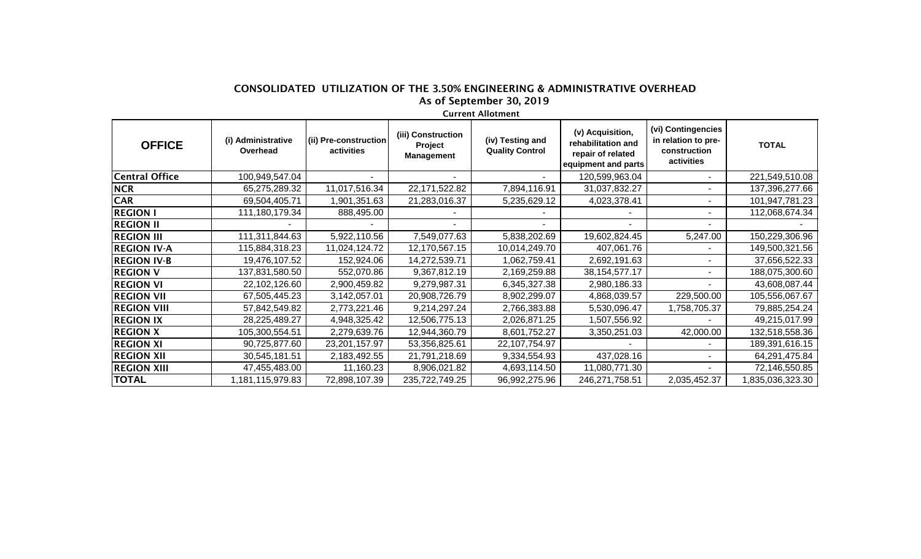# CONSOLIDATED UTILIZATION OF THE 3.50% ENGINEERING & ADMINISTRATIVE OVERHEAD

## As of September 30, 2019

### Current Allotment

| OFFICE | (i) Administrative Overhead | (ii) Pre-construction activities | (iii) Construction Project Management | (iv) Testing and Quality Control | (v) Acquisition, rehabilitation and repair of related equipment and parts | (vi) Contingencies in relation to pre-construction activities | TOTAL |
|---|---|---|---|---|---|---|---|
| Central Office | 100,949,547.04 | - | - | - | 120,599,963.04 | - | 221,549,510.08 |
| NCR | 65,275,289.32 | 11,017,516.34 | 22,171,522.82 | 7,894,116.91 | 31,037,832.27 | - | 137,396,277.66 |
| CAR | 69,504,405.71 | 1,901,351.63 | 21,283,016.37 | 5,235,629.12 | 4,023,378.41 | - | 101,947,781.23 |
| REGION I | 111,180,179.34 | 888,495.00 | - | - | - | - | 112,068,674.34 |
| REGION II | - | - | - | - | - | - | - |
| REGION III | 111,311,844.63 | 5,922,110.56 | 7,549,077.63 | 5,838,202.69 | 19,602,824.45 | 5,247.00 | 150,229,306.96 |
| REGION IV-A | 115,884,318.23 | 11,024,124.72 | 12,170,567.15 | 10,014,249.70 | 407,061.76 | - | 149,500,321.56 |
| REGION IV-B | 19,476,107.52 | 152,924.06 | 14,272,539.71 | 1,062,759.41 | 2,692,191.63 | - | 37,656,522.33 |
| REGION V | 137,831,580.50 | 552,070.86 | 9,367,812.19 | 2,169,259.88 | 38,154,577.17 | - | 188,075,300.60 |
| REGION VI | 22,102,126.60 | 2,900,459.82 | 9,279,987.31 | 6,345,327.38 | 2,980,186.33 | - | 43,608,087.44 |
| REGION VII | 67,505,445.23 | 3,142,057.01 | 20,908,726.79 | 8,902,299.07 | 4,868,039.57 | 229,500.00 | 105,556,067.67 |
| REGION VIII | 57,842,549.82 | 2,773,221.46 | 9,214,297.24 | 2,766,383.88 | 5,530,096.47 | 1,758,705.37 | 79,885,254.24 |
| REGION IX | 28,225,489.27 | 4,948,325.42 | 12,506,775.13 | 2,026,871.25 | 1,507,556.92 | - | 49,215,017.99 |
| REGION X | 105,300,554.51 | 2,279,639.76 | 12,944,360.79 | 8,601,752.27 | 3,350,251.03 | 42,000.00 | 132,518,558.36 |
| REGION XI | 90,725,877.60 | 23,201,157.97 | 53,356,825.61 | 22,107,754.97 | - | - | 189,391,616.15 |
| REGION XII | 30,545,181.51 | 2,183,492.55 | 21,791,218.69 | 9,334,554.93 | 437,028.16 | - | 64,291,475.84 |
| REGION XIII | 47,455,483.00 | 11,160.23 | 8,906,021.82 | 4,693,114.50 | 11,080,771.30 | - | 72,146,550.85 |
| TOTAL | 1,181,115,979.83 | 72,898,107.39 | 235,722,749.25 | 96,992,275.96 | 246,271,758.51 | 2,035,452.37 | 1,835,036,323.30 |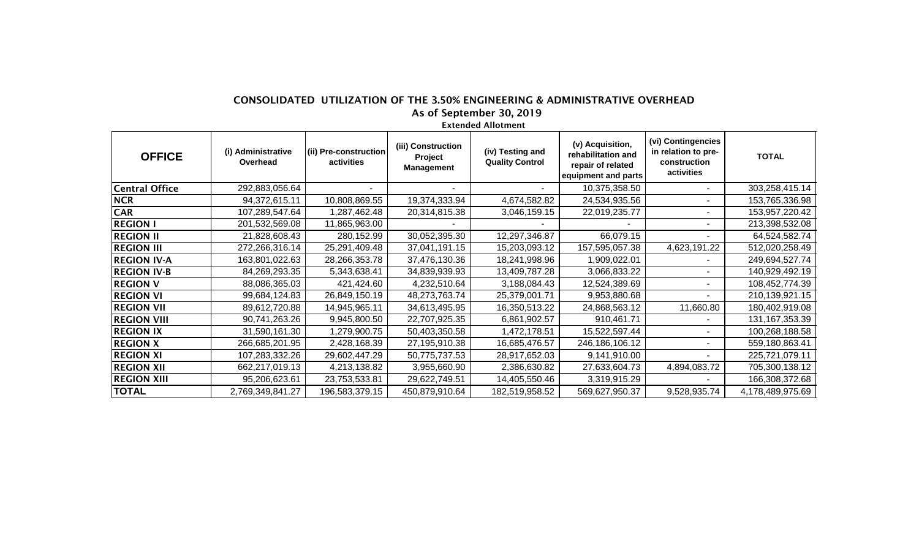## CONSOLIDATED UTILIZATION OF THE 3.50% ENGINEERING & ADMINISTRATIVE OVERHEAD

### As of September 30, 2019

**Extended Allotment**

| OFFICE | (i) Administrative Overhead | (ii) Pre-construction activities | (iii) Construction Project Management | (iv) Testing and Quality Control | (v) Acquisition, rehabilitation and repair of related equipment and parts | (vi) Contingencies in relation to pre-construction activities | TOTAL |
|---|---|---|---|---|---|---|---|
| **Central Office** | 292,883,056.64 | - | - | - | 10,375,358.50 | - | 303,258,415.14 |
| **NCR** | 94,372,615.11 | 10,808,869.55 | 19,374,333.94 | 4,674,582.82 | 24,534,935.56 | - | 153,765,336.98 |
| **CAR** | 107,289,547.64 | 1,287,462.48 | 20,314,815.38 | 3,046,159.15 | 22,019,235.77 | - | 153,957,220.42 |
| **REGION I** | 201,532,569.08 | 11,865,963.00 | - | - | - | - | 213,398,532.08 |
| **REGION II** | 21,828,608.43 | 280,152.99 | 30,052,395.30 | 12,297,346.87 | 66,079.15 | - | 64,524,582.74 |
| **REGION III** | 272,266,316.14 | 25,291,409.48 | 37,041,191.15 | 15,203,093.12 | 157,595,057.38 | 4,623,191.22 | 512,020,258.49 |
| **REGION IV-A** | 163,801,022.63 | 28,266,353.78 | 37,476,130.36 | 18,241,998.96 | 1,909,022.01 | - | 249,694,527.74 |
| **REGION IV-B** | 84,269,293.35 | 5,343,638.41 | 34,839,939.93 | 13,409,787.28 | 3,066,833.22 | - | 140,929,492.19 |
| **REGION V** | 88,086,365.03 | 421,424.60 | 4,232,510.64 | 3,188,084.43 | 12,524,389.69 | - | 108,452,774.39 |
| **REGION VI** | 99,684,124.83 | 26,849,150.19 | 48,273,763.74 | 25,379,001.71 | 9,953,880.68 | - | 210,139,921.15 |
| **REGION VII** | 89,612,720.88 | 14,945,965.11 | 34,613,495.95 | 16,350,513.22 | 24,868,563.12 | 11,660.80 | 180,402,919.08 |
| **REGION VIII** | 90,741,263.26 | 9,945,800.50 | 22,707,925.35 | 6,861,902.57 | 910,461.71 | - | 131,167,353.39 |
| **REGION IX** | 31,590,161.30 | 1,279,900.75 | 50,403,350.58 | 1,472,178.51 | 15,522,597.44 | - | 100,268,188.58 |
| **REGION X** | 266,685,201.95 | 2,428,168.39 | 27,195,910.38 | 16,685,476.57 | 246,186,106.12 | - | 559,180,863.41 |
| **REGION XI** | 107,283,332.26 | 29,602,447.29 | 50,775,737.53 | 28,917,652.03 | 9,141,910.00 | - | 225,721,079.11 |
| **REGION XII** | 662,217,019.13 | 4,213,138.82 | 3,955,660.90 | 2,386,630.82 | 27,633,604.73 | 4,894,083.72 | 705,300,138.12 |
| **REGION XIII** | 95,206,623.61 | 23,753,533.81 | 29,622,749.51 | 14,405,550.46 | 3,319,915.29 | - | 166,308,372.68 |
| **TOTAL** | 2,769,349,841.27 | 196,583,379.15 | 450,879,910.64 | 182,519,958.52 | 569,627,950.37 | 9,528,935.74 | 4,178,489,975.69 |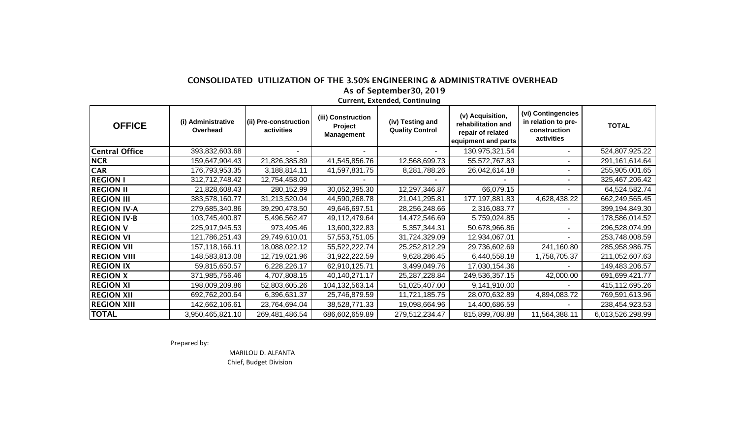## CONSOLIDATED UTILIZATION OF THE 3.50% ENGINEERING & ADMINISTRATIVE OVERHEAD

As of September30, 2019

Current, Extended, Continuing

| OFFICE | (i) Administrative Overhead | (ii) Pre-construction activities | (iii) Construction Project Management | (iv) Testing and Quality Control | (v) Acquisition, rehabilitation and repair of related equipment and parts | (vi) Contingencies in relation to pre-construction activities | TOTAL |
|---|---|---|---|---|---|---|---|
| **Central Office** | 393,832,603.68 | - | - | - | 130,975,321.54 | - | 524,807,925.22 |
| **NCR** | 159,647,904.43 | 21,826,385.89 | 41,545,856.76 | 12,568,699.73 | 55,572,767.83 | - | 291,161,614.64 |
| **CAR** | 176,793,953.35 | 3,188,814.11 | 41,597,831.75 | 8,281,788.26 | 26,042,614.18 | - | 255,905,001.65 |
| **REGION I** | 312,712,748.42 | 12,754,458.00 | - | - | - | - | 325,467,206.42 |
| **REGION II** | 21,828,608.43 | 280,152.99 | 30,052,395.30 | 12,297,346.87 | 66,079.15 | - | 64,524,582.74 |
| **REGION III** | 383,578,160.77 | 31,213,520.04 | 44,590,268.78 | 21,041,295.81 | 177,197,881.83 | 4,628,438.22 | 662,249,565.45 |
| **REGION IV-A** | 279,685,340.86 | 39,290,478.50 | 49,646,697.51 | 28,256,248.66 | 2,316,083.77 | - | 399,194,849.30 |
| **REGION IV-B** | 103,745,400.87 | 5,496,562.47 | 49,112,479.64 | 14,472,546.69 | 5,759,024.85 | - | 178,586,014.52 |
| **REGION V** | 225,917,945.53 | 973,495.46 | 13,600,322.83 | 5,357,344.31 | 50,678,966.86 | - | 296,528,074.99 |
| **REGION VI** | 121,786,251.43 | 29,749,610.01 | 57,553,751.05 | 31,724,329.09 | 12,934,067.01 | - | 253,748,008.59 |
| **REGION VII** | 157,118,166.11 | 18,088,022.12 | 55,522,222.74 | 25,252,812.29 | 29,736,602.69 | 241,160.80 | 285,958,986.75 |
| **REGION VIII** | 148,583,813.08 | 12,719,021.96 | 31,922,222.59 | 9,628,286.45 | 6,440,558.18 | 1,758,705.37 | 211,052,607.63 |
| **REGION IX** | 59,815,650.57 | 6,228,226.17 | 62,910,125.71 | 3,499,049.76 | 17,030,154.36 | - | 149,483,206.57 |
| **REGION X** | 371,985,756.46 | 4,707,808.15 | 40,140,271.17 | 25,287,228.84 | 249,536,357.15 | 42,000.00 | 691,699,421.77 |
| **REGION XI** | 198,009,209.86 | 52,803,605.26 | 104,132,563.14 | 51,025,407.00 | 9,141,910.00 | - | 415,112,695.26 |
| **REGION XII** | 692,762,200.64 | 6,396,631.37 | 25,746,879.59 | 11,721,185.75 | 28,070,632.89 | 4,894,083.72 | 769,591,613.96 |
| **REGION XIII** | 142,662,106.61 | 23,764,694.04 | 38,528,771.33 | 19,098,664.96 | 14,400,686.59 | - | 238,454,923.53 |
| **TOTAL** | 3,950,465,821.10 | 269,481,486.54 | 686,602,659.89 | 279,512,234.47 | 815,899,708.88 | 11,564,388.11 | 6,013,526,298.99 |

Prepared by:

MARILOU D. ALFANTA
Chief, Budget Division